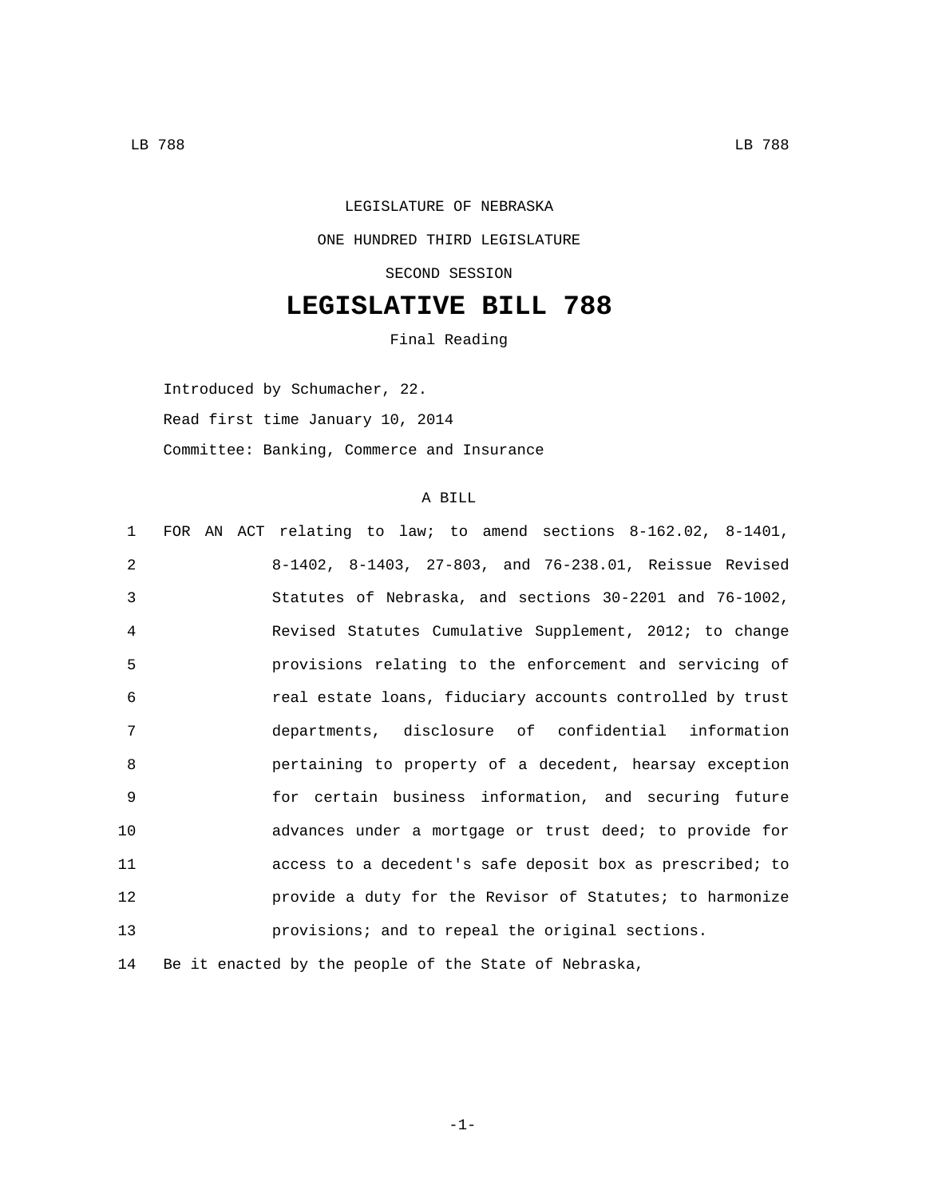LEGISLATURE OF NEBRASKA

ONE HUNDRED THIRD LEGISLATURE

SECOND SESSION

# LEGISLATIVE BILL 788

Final Reading

Introduced by Schumacher, 22.

Read first time January 10, 2014

Committee: Banking, Commerce and Insurance

A BILL

FOR AN ACT relating to law; to amend sections 8-162.02, 8-1401, 8-1402, 8-1403, 27-803, and 76-238.01, Reissue Revised Statutes of Nebraska, and sections 30-2201 and 76-1002, Revised Statutes Cumulative Supplement, 2012; to change provisions relating to the enforcement and servicing of real estate loans, fiduciary accounts controlled by trust departments, disclosure of confidential information pertaining to property of a decedent, hearsay exception for certain business information, and securing future advances under a mortgage or trust deed; to provide for access to a decedent's safe deposit box as prescribed; to provide a duty for the Revisor of Statutes; to harmonize provisions; and to repeal the original sections.

Be it enacted by the people of the State of Nebraska,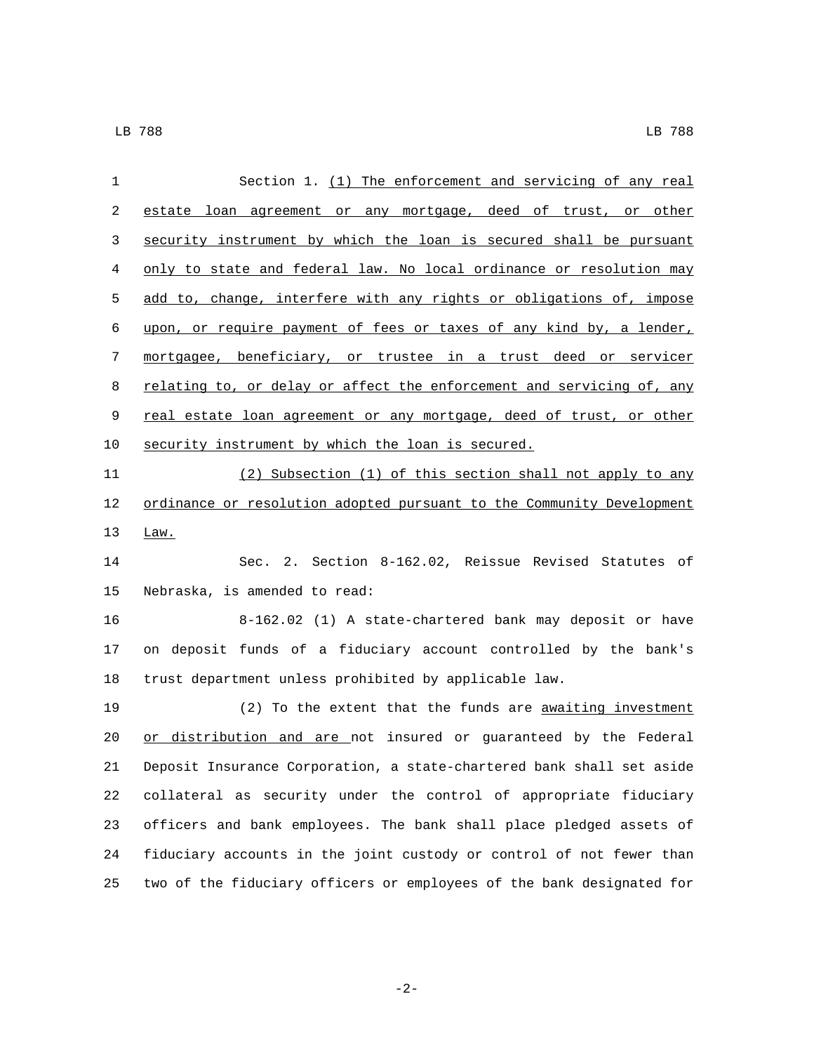Section 1. (1) The enforcement and servicing of any real estate loan agreement or any mortgage, deed of trust, or other security instrument by which the loan is secured shall be pursuant only to state and federal law. No local ordinance or resolution may add to, change, interfere with any rights or obligations of, impose upon, or require payment of fees or taxes of any kind by, a lender, mortgagee, beneficiary, or trustee in a trust deed or servicer relating to, or delay or affect the enforcement and servicing of, any real estate loan agreement or any mortgage, deed of trust, or other security instrument by which the loan is secured.

(2) Subsection (1) of this section shall not apply to any ordinance or resolution adopted pursuant to the Community Development Law.

Sec. 2. Section 8-162.02, Reissue Revised Statutes of Nebraska, is amended to read:

8-162.02 (1) A state-chartered bank may deposit or have on deposit funds of a fiduciary account controlled by the bank's trust department unless prohibited by applicable law.

(2) To the extent that the funds are awaiting investment or distribution and are not insured or guaranteed by the Federal Deposit Insurance Corporation, a state-chartered bank shall set aside collateral as security under the control of appropriate fiduciary officers and bank employees. The bank shall place pledged assets of fiduciary accounts in the joint custody or control of not fewer than two of the fiduciary officers or employees of the bank designated for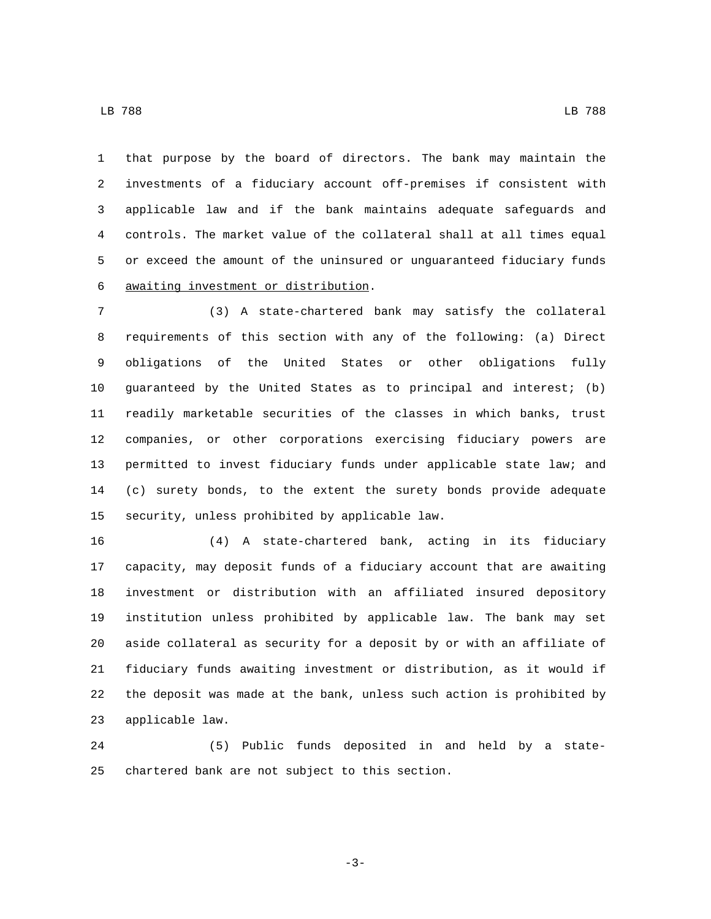that purpose by the board of directors. The bank may maintain the investments of a fiduciary account off-premises if consistent with applicable law and if the bank maintains adequate safeguards and controls. The market value of the collateral shall at all times equal or exceed the amount of the uninsured or unguaranteed fiduciary funds awaiting investment or distribution.

(3) A state-chartered bank may satisfy the collateral requirements of this section with any of the following: (a) Direct obligations of the United States or other obligations fully guaranteed by the United States as to principal and interest; (b) readily marketable securities of the classes in which banks, trust companies, or other corporations exercising fiduciary powers are permitted to invest fiduciary funds under applicable state law; and (c) surety bonds, to the extent the surety bonds provide adequate security, unless prohibited by applicable law.

(4) A state-chartered bank, acting in its fiduciary capacity, may deposit funds of a fiduciary account that are awaiting investment or distribution with an affiliated insured depository institution unless prohibited by applicable law. The bank may set aside collateral as security for a deposit by or with an affiliate of fiduciary funds awaiting investment or distribution, as it would if the deposit was made at the bank, unless such action is prohibited by applicable law.

(5) Public funds deposited in and held by a state-chartered bank are not subject to this section.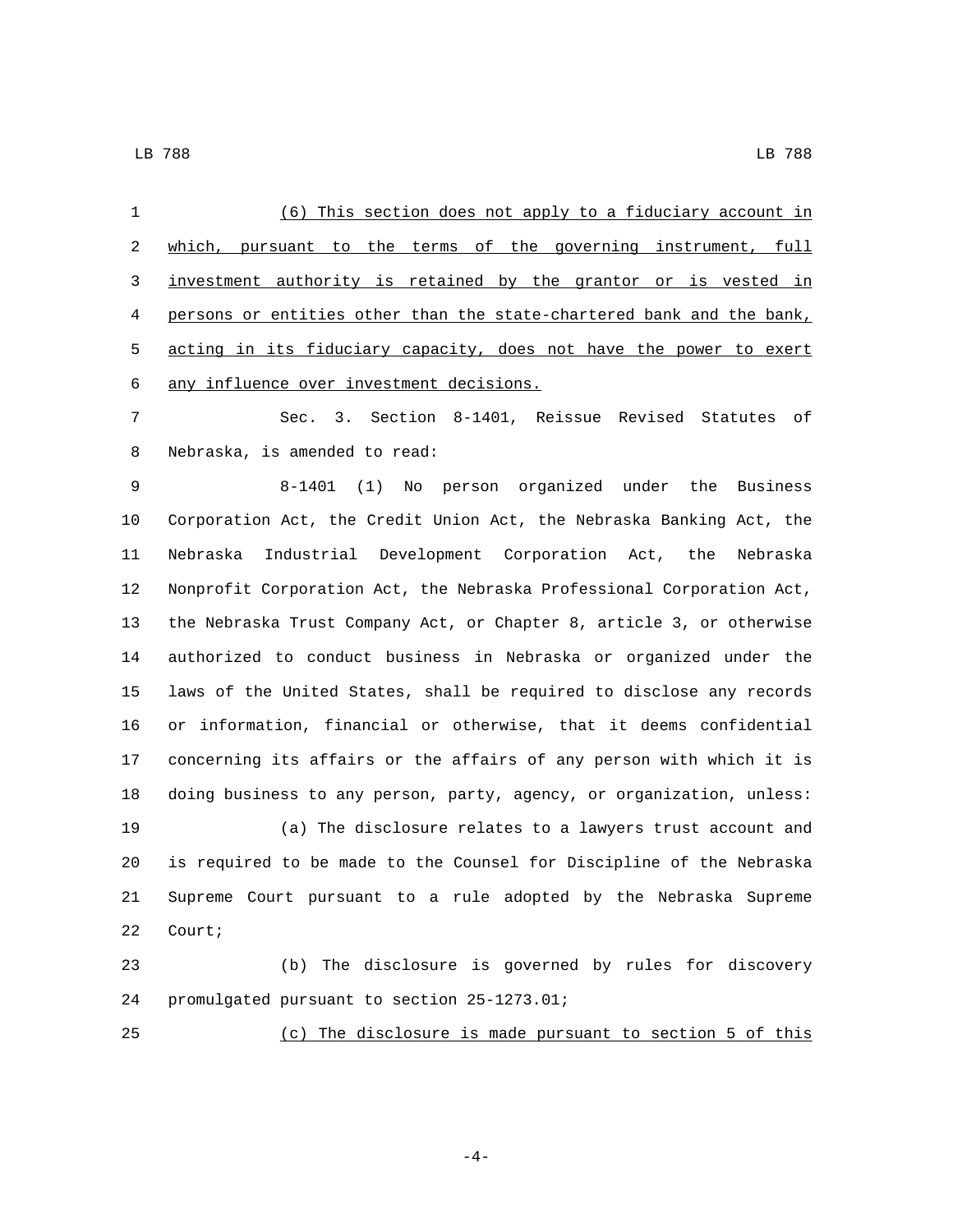(6) This section does not apply to a fiduciary account in which, pursuant to the terms of the governing instrument, full investment authority is retained by the grantor or is vested in persons or entities other than the state-chartered bank and the bank, acting in its fiduciary capacity, does not have the power to exert any influence over investment decisions.

Sec. 3. Section 8-1401, Reissue Revised Statutes of Nebraska, is amended to read:

8-1401 (1) No person organized under the Business Corporation Act, the Credit Union Act, the Nebraska Banking Act, the Nebraska Industrial Development Corporation Act, the Nebraska Nonprofit Corporation Act, the Nebraska Professional Corporation Act, the Nebraska Trust Company Act, or Chapter 8, article 3, or otherwise authorized to conduct business in Nebraska or organized under the laws of the United States, shall be required to disclose any records or information, financial or otherwise, that it deems confidential concerning its affairs or the affairs of any person with which it is doing business to any person, party, agency, or organization, unless:

(a) The disclosure relates to a lawyers trust account and is required to be made to the Counsel for Discipline of the Nebraska Supreme Court pursuant to a rule adopted by the Nebraska Supreme Court;

(b) The disclosure is governed by rules for discovery promulgated pursuant to section 25-1273.01;

(c) The disclosure is made pursuant to section 5 of this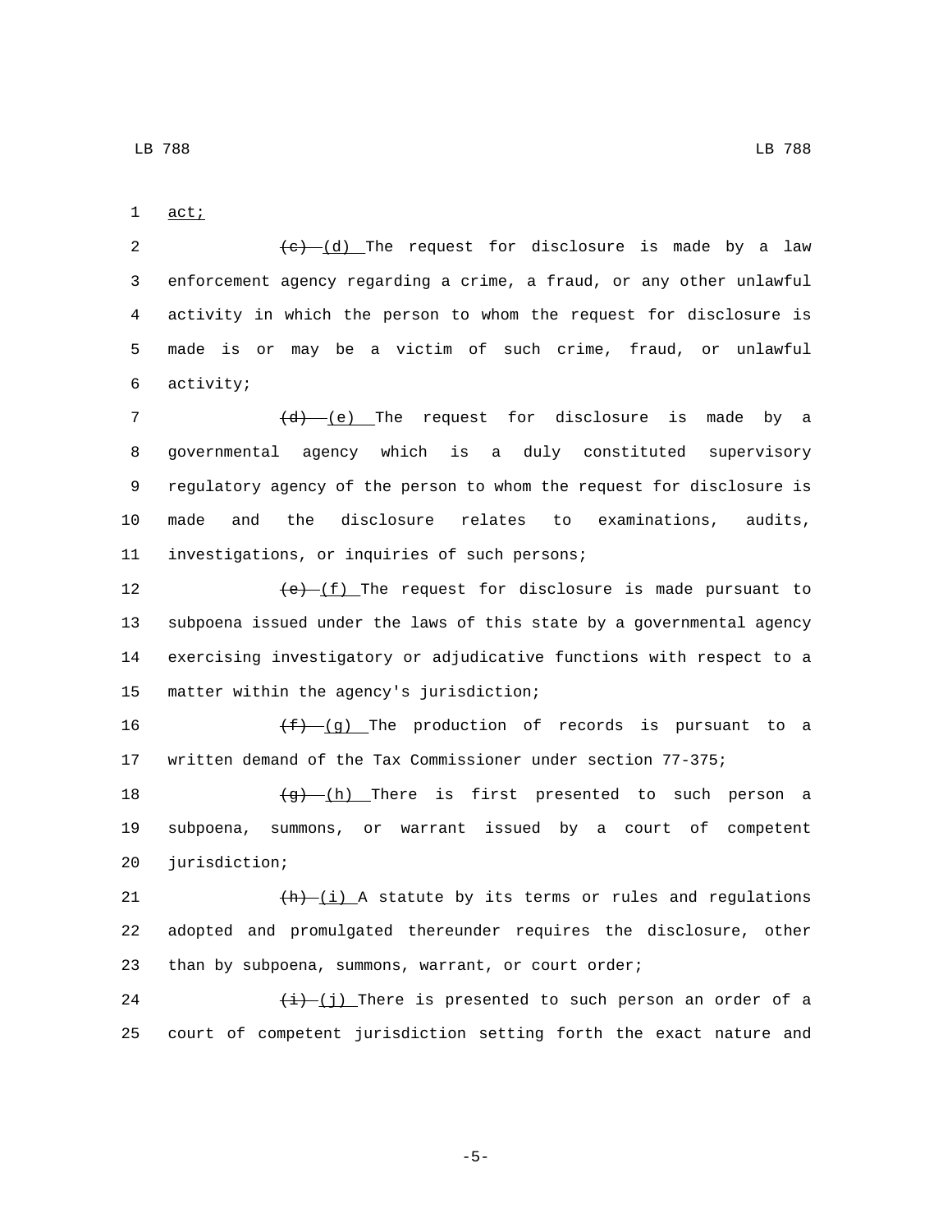act;

~~(c)~~ (d) The request for disclosure is made by a law enforcement agency regarding a crime, a fraud, or any other unlawful activity in which the person to whom the request for disclosure is made is or may be a victim of such crime, fraud, or unlawful activity;

~~(d)~~ (e) The request for disclosure is made by a governmental agency which is a duly constituted supervisory regulatory agency of the person to whom the request for disclosure is made and the disclosure relates to examinations, audits, investigations, or inquiries of such persons;

~~(e)~~ (f) The request for disclosure is made pursuant to subpoena issued under the laws of this state by a governmental agency exercising investigatory or adjudicative functions with respect to a matter within the agency's jurisdiction;

~~(f)~~ (g) The production of records is pursuant to a written demand of the Tax Commissioner under section 77-375;

~~(g)~~ (h) There is first presented to such person a subpoena, summons, or warrant issued by a court of competent jurisdiction;

~~(h)~~ (i) A statute by its terms or rules and regulations adopted and promulgated thereunder requires the disclosure, other than by subpoena, summons, warrant, or court order;

~~(i)~~ (j) There is presented to such person an order of a court of competent jurisdiction setting forth the exact nature and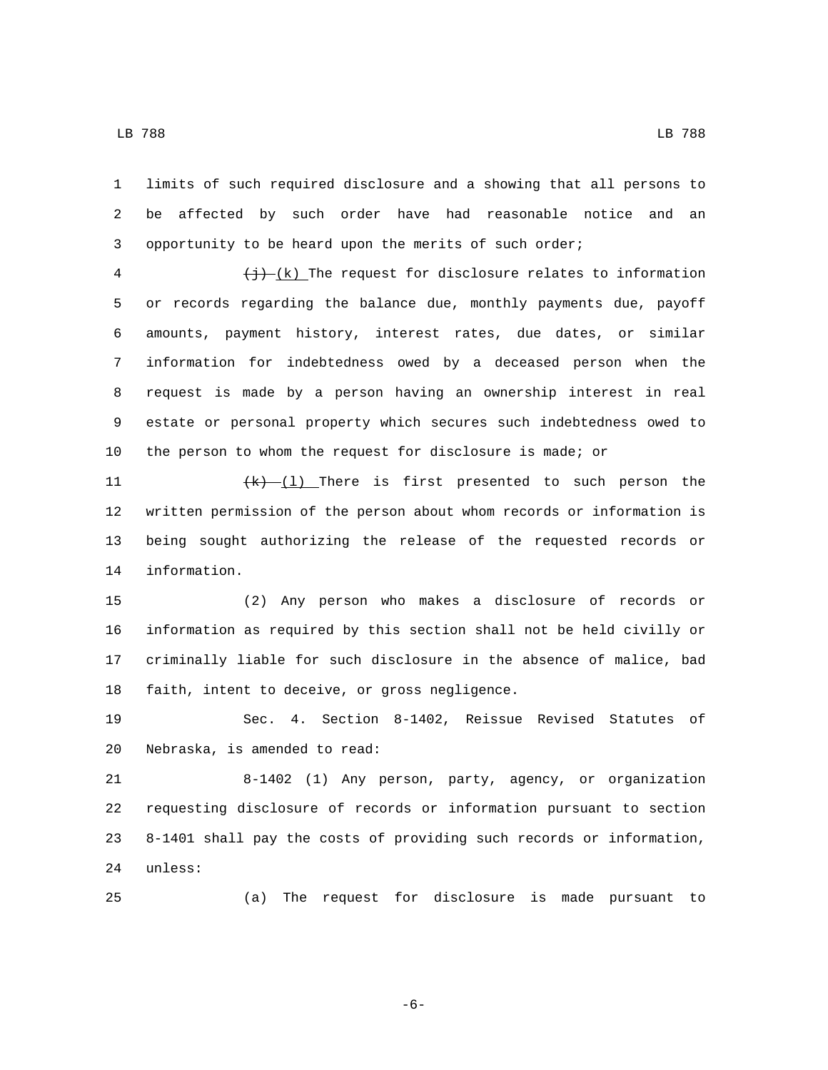limits of such required disclosure and a showing that all persons to be affected by such order have had reasonable notice and an opportunity to be heard upon the merits of such order;

~~(j)~~ (k) The request for disclosure relates to information or records regarding the balance due, monthly payments due, payoff amounts, payment history, interest rates, due dates, or similar information for indebtedness owed by a deceased person when the request is made by a person having an ownership interest in real estate or personal property which secures such indebtedness owed to the person to whom the request for disclosure is made; or

~~(k)~~ (l) There is first presented to such person the written permission of the person about whom records or information is being sought authorizing the release of the requested records or information.

(2) Any person who makes a disclosure of records or information as required by this section shall not be held civilly or criminally liable for such disclosure in the absence of malice, bad faith, intent to deceive, or gross negligence.

Sec. 4. Section 8-1402, Reissue Revised Statutes of Nebraska, is amended to read:

8-1402 (1) Any person, party, agency, or organization requesting disclosure of records or information pursuant to section 8-1401 shall pay the costs of providing such records or information, unless:

(a) The request for disclosure is made pursuant to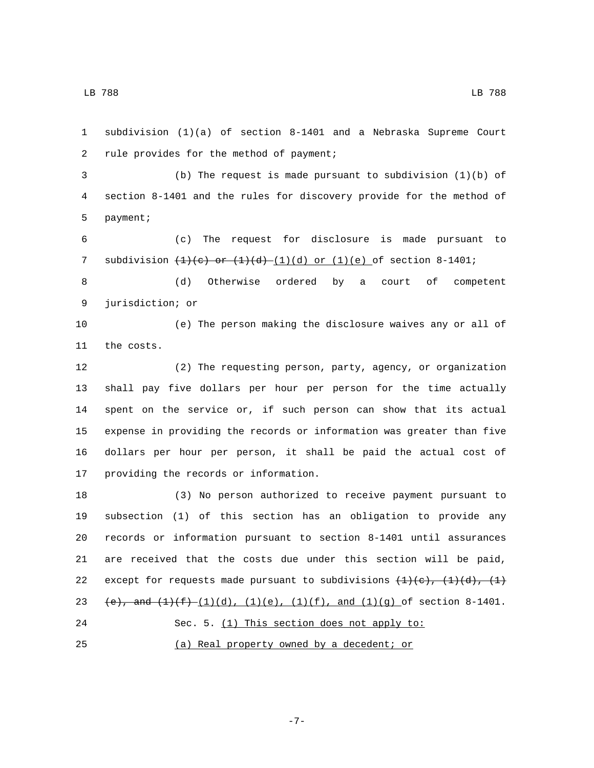subdivision (1)(a) of section 8-1401 and a Nebraska Supreme Court rule provides for the method of payment;

(b) The request is made pursuant to subdivision (1)(b) of section 8-1401 and the rules for discovery provide for the method of payment;

(c) The request for disclosure is made pursuant to subdivision ~~(1)(c) or (1)(d)~~ (1)(d) or (1)(e) of section 8-1401;

(d) Otherwise ordered by a court of competent jurisdiction; or

(e) The person making the disclosure waives any or all of the costs.

(2) The requesting person, party, agency, or organization shall pay five dollars per hour per person for the time actually spent on the service or, if such person can show that its actual expense in providing the records or information was greater than five dollars per hour per person, it shall be paid the actual cost of providing the records or information.

(3) No person authorized to receive payment pursuant to subsection (1) of this section has an obligation to provide any records or information pursuant to section 8-1401 until assurances are received that the costs due under this section will be paid, except for requests made pursuant to subdivisions ~~(1)(c), (1)(d), (1)(e), and (1)(f)~~ (1)(d), (1)(e), (1)(f), and (1)(g) of section 8-1401.

Sec. 5. (1) This section does not apply to:

(a) Real property owned by a decedent; or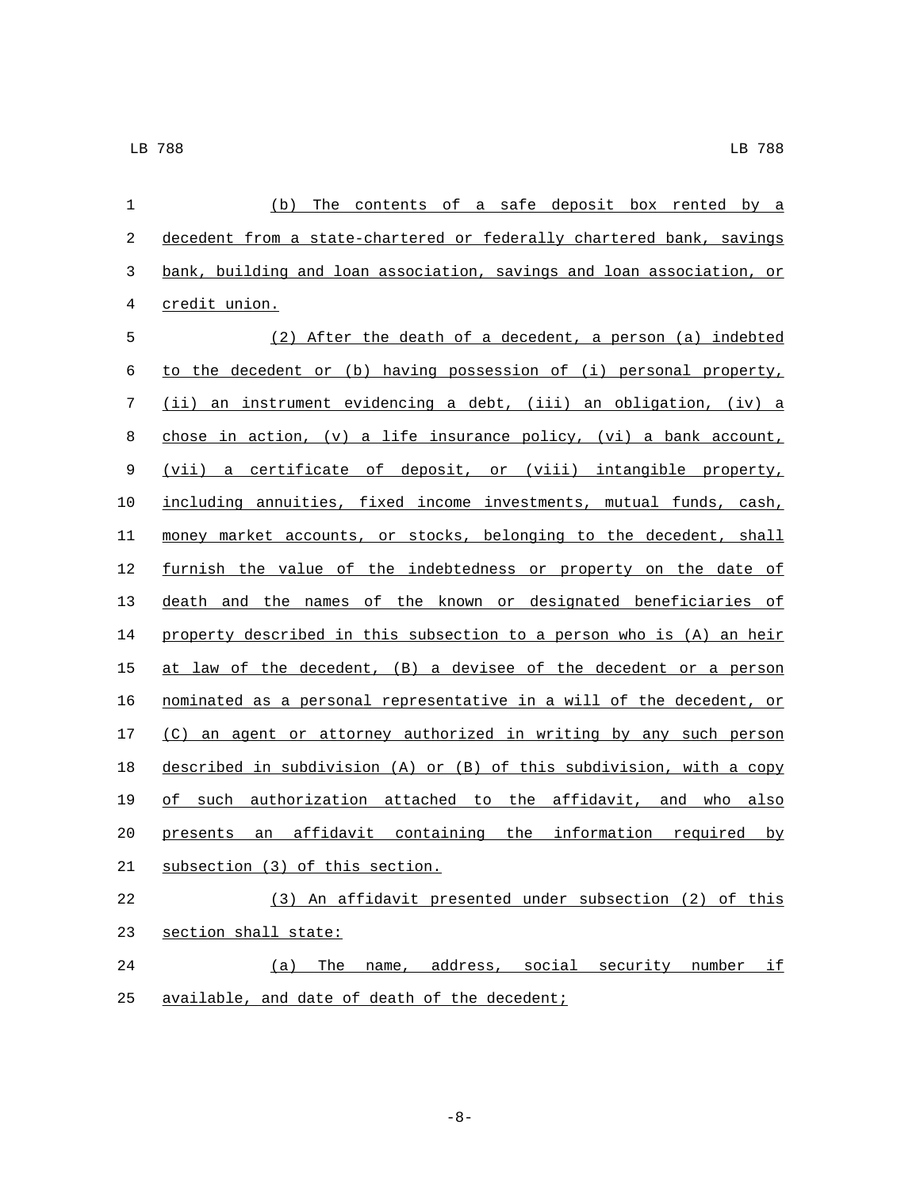(b) The contents of a safe deposit box rented by a decedent from a state-chartered or federally chartered bank, savings bank, building and loan association, savings and loan association, or credit union.

(2) After the death of a decedent, a person (a) indebted to the decedent or (b) having possession of (i) personal property, (ii) an instrument evidencing a debt, (iii) an obligation, (iv) a chose in action, (v) a life insurance policy, (vi) a bank account, (vii) a certificate of deposit, or (viii) intangible property, including annuities, fixed income investments, mutual funds, cash, money market accounts, or stocks, belonging to the decedent, shall furnish the value of the indebtedness or property on the date of death and the names of the known or designated beneficiaries of property described in this subsection to a person who is (A) an heir at law of the decedent, (B) a devisee of the decedent or a person nominated as a personal representative in a will of the decedent, or (C) an agent or attorney authorized in writing by any such person described in subdivision (A) or (B) of this subdivision, with a copy of such authorization attached to the affidavit, and who also presents an affidavit containing the information required by subsection (3) of this section.

(3) An affidavit presented under subsection (2) of this section shall state:

(a) The name, address, social security number if available, and date of death of the decedent;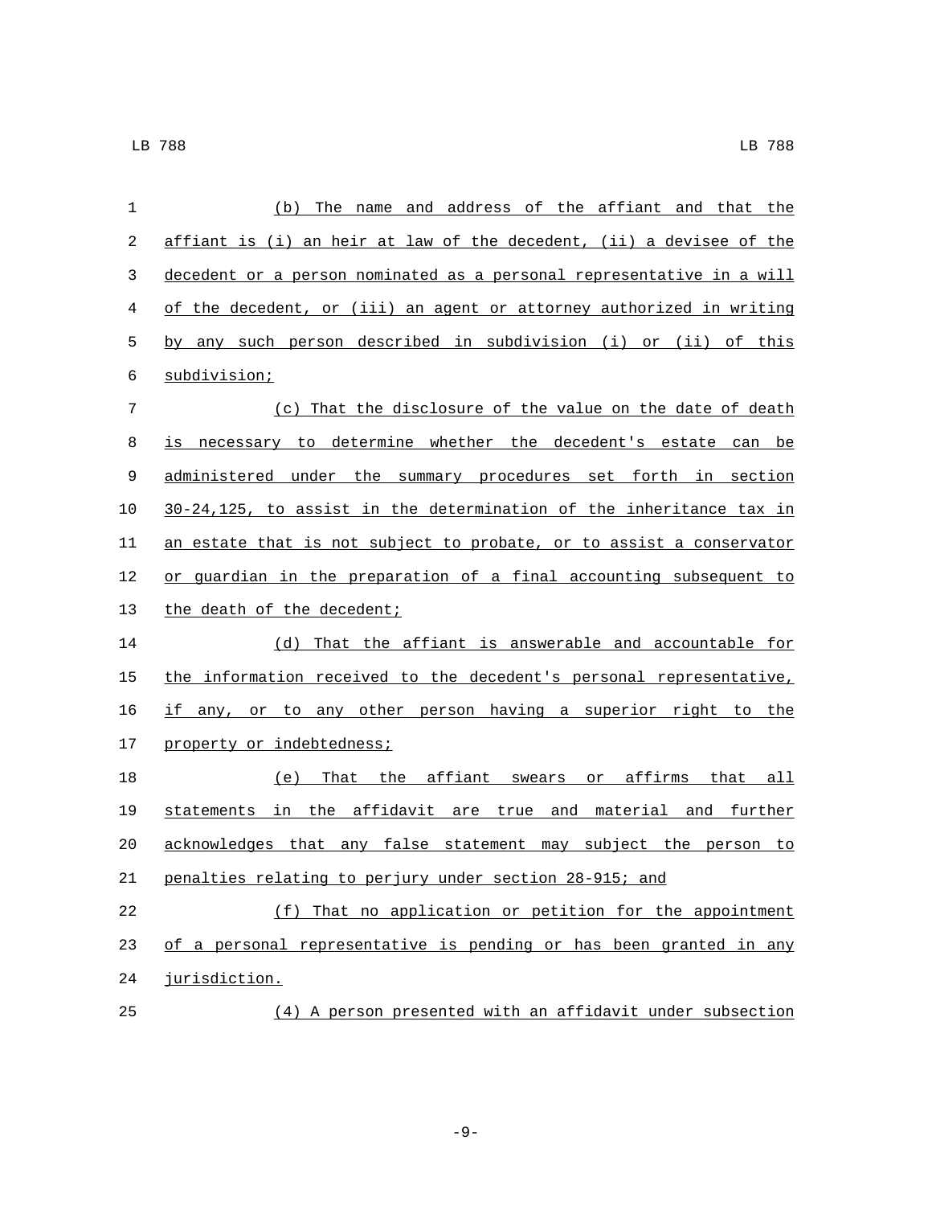(b) The name and address of the affiant and that the affiant is (i) an heir at law of the decedent, (ii) a devisee of the decedent or a person nominated as a personal representative in a will of the decedent, or (iii) an agent or attorney authorized in writing by any such person described in subdivision (i) or (ii) of this subdivision;

(c) That the disclosure of the value on the date of death is necessary to determine whether the decedent's estate can be administered under the summary procedures set forth in section 30-24,125, to assist in the determination of the inheritance tax in an estate that is not subject to probate, or to assist a conservator or guardian in the preparation of a final accounting subsequent to the death of the decedent;

(d) That the affiant is answerable and accountable for the information received to the decedent's personal representative, if any, or to any other person having a superior right to the property or indebtedness;

(e) That the affiant swears or affirms that all statements in the affidavit are true and material and further acknowledges that any false statement may subject the person to penalties relating to perjury under section 28-915; and

(f) That no application or petition for the appointment of a personal representative is pending or has been granted in any jurisdiction.

(4) A person presented with an affidavit under subsection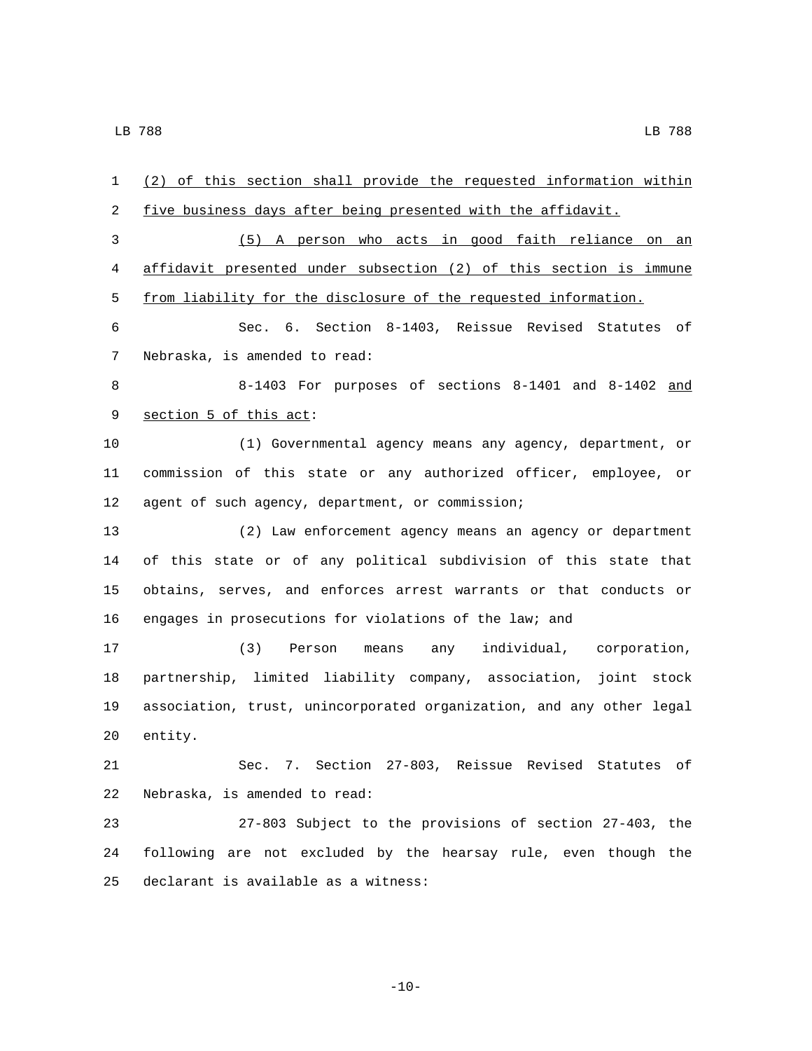(2) of this section shall provide the requested information within five business days after being presented with the affidavit.

(5) A person who acts in good faith reliance on an affidavit presented under subsection (2) of this section is immune from liability for the disclosure of the requested information.

Sec. 6. Section 8-1403, Reissue Revised Statutes of Nebraska, is amended to read:

8-1403 For purposes of sections 8-1401 and 8-1402 and section 5 of this act:

(1) Governmental agency means any agency, department, or commission of this state or any authorized officer, employee, or agent of such agency, department, or commission;

(2) Law enforcement agency means an agency or department of this state or of any political subdivision of this state that obtains, serves, and enforces arrest warrants or that conducts or engages in prosecutions for violations of the law; and

(3) Person means any individual, corporation, partnership, limited liability company, association, joint stock association, trust, unincorporated organization, and any other legal entity.

Sec. 7. Section 27-803, Reissue Revised Statutes of Nebraska, is amended to read:

27-803 Subject to the provisions of section 27-403, the following are not excluded by the hearsay rule, even though the declarant is available as a witness: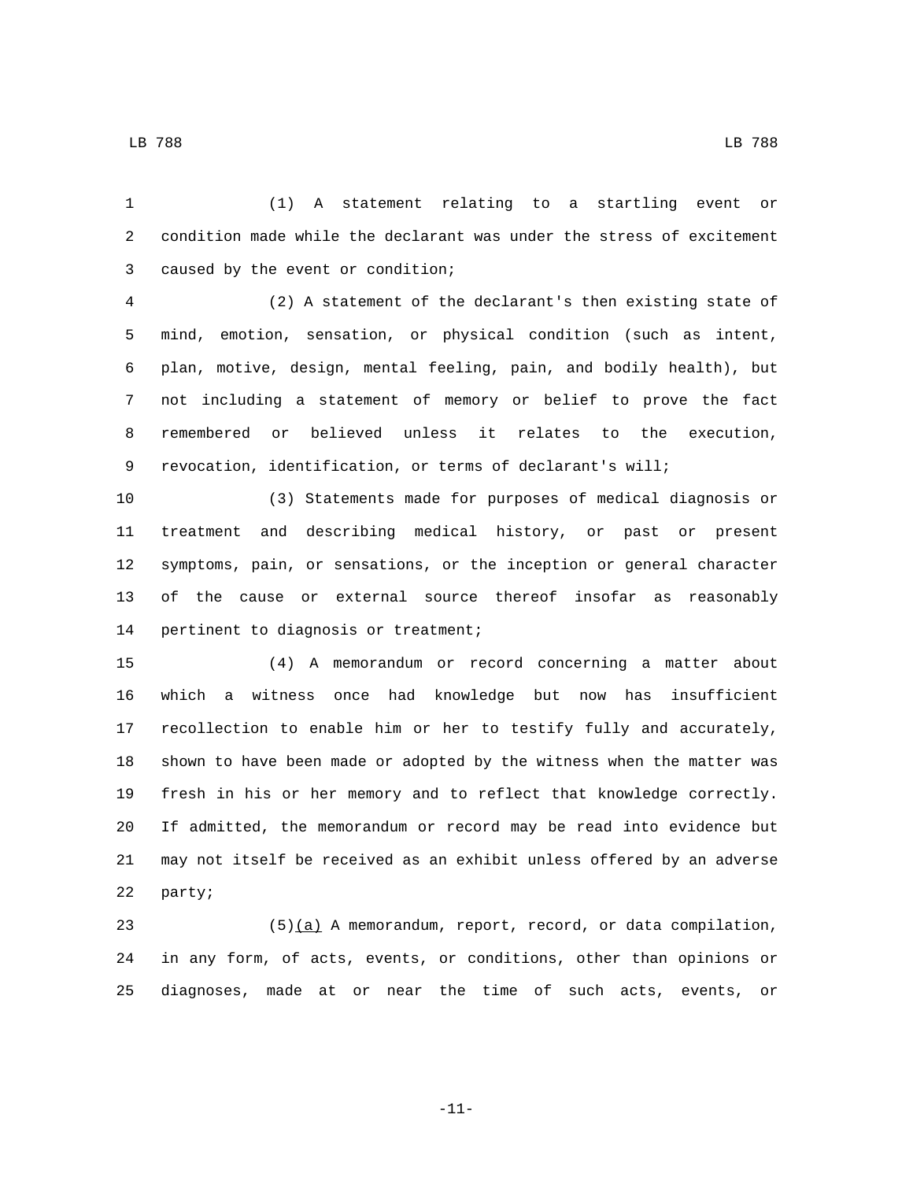(1) A statement relating to a startling event or condition made while the declarant was under the stress of excitement caused by the event or condition;

(2) A statement of the declarant's then existing state of mind, emotion, sensation, or physical condition (such as intent, plan, motive, design, mental feeling, pain, and bodily health), but not including a statement of memory or belief to prove the fact remembered or believed unless it relates to the execution, revocation, identification, or terms of declarant's will;

(3) Statements made for purposes of medical diagnosis or treatment and describing medical history, or past or present symptoms, pain, or sensations, or the inception or general character of the cause or external source thereof insofar as reasonably pertinent to diagnosis or treatment;

(4) A memorandum or record concerning a matter about which a witness once had knowledge but now has insufficient recollection to enable him or her to testify fully and accurately, shown to have been made or adopted by the witness when the matter was fresh in his or her memory and to reflect that knowledge correctly. If admitted, the memorandum or record may be read into evidence but may not itself be received as an exhibit unless offered by an adverse party;

(5)<u>(a)</u> A memorandum, report, record, or data compilation, in any form, of acts, events, or conditions, other than opinions or diagnoses, made at or near the time of such acts, events, or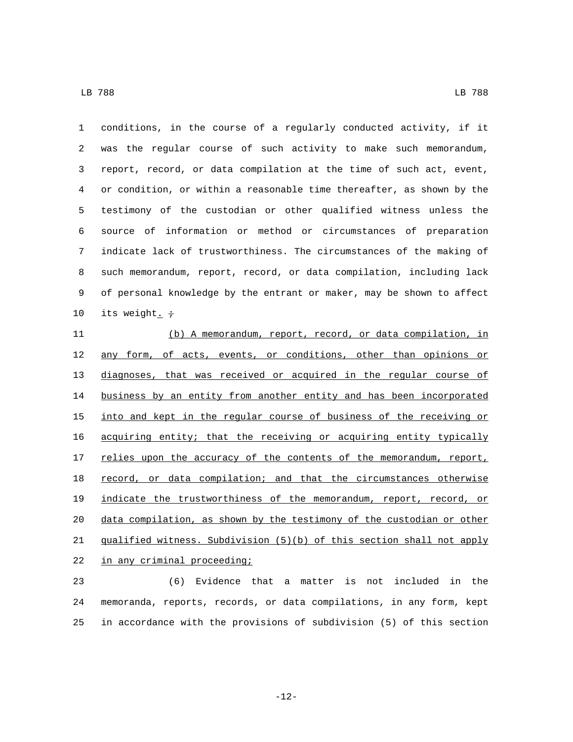conditions, in the course of a regularly conducted activity, if it was the regular course of such activity to make such memorandum, report, record, or data compilation at the time of such act, event, or condition, or within a reasonable time thereafter, as shown by the testimony of the custodian or other qualified witness unless the source of information or method or circumstances of preparation indicate lack of trustworthiness. The circumstances of the making of such memorandum, report, record, or data compilation, including lack of personal knowledge by the entrant or maker, may be shown to affect its weight. ~~;~~

(b) A memorandum, report, record, or data compilation, in any form, of acts, events, or conditions, other than opinions or diagnoses, that was received or acquired in the regular course of business by an entity from another entity and has been incorporated into and kept in the regular course of business of the receiving or acquiring entity; that the receiving or acquiring entity typically relies upon the accuracy of the contents of the memorandum, report, record, or data compilation; and that the circumstances otherwise indicate the trustworthiness of the memorandum, report, record, or data compilation, as shown by the testimony of the custodian or other qualified witness. Subdivision (5)(b) of this section shall not apply in any criminal proceeding;

(6) Evidence that a matter is not included in the memoranda, reports, records, or data compilations, in any form, kept in accordance with the provisions of subdivision (5) of this section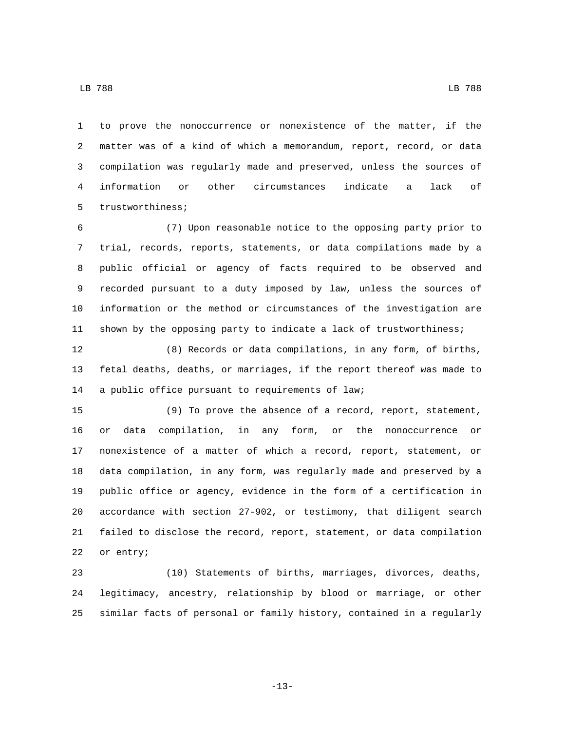to prove the nonoccurrence or nonexistence of the matter, if the matter was of a kind of which a memorandum, report, record, or data compilation was regularly made and preserved, unless the sources of information or other circumstances indicate a lack of trustworthiness;

(7) Upon reasonable notice to the opposing party prior to trial, records, reports, statements, or data compilations made by a public official or agency of facts required to be observed and recorded pursuant to a duty imposed by law, unless the sources of information or the method or circumstances of the investigation are shown by the opposing party to indicate a lack of trustworthiness;

(8) Records or data compilations, in any form, of births, fetal deaths, deaths, or marriages, if the report thereof was made to a public office pursuant to requirements of law;

(9) To prove the absence of a record, report, statement, or data compilation, in any form, or the nonoccurrence or nonexistence of a matter of which a record, report, statement, or data compilation, in any form, was regularly made and preserved by a public office or agency, evidence in the form of a certification in accordance with section 27-902, or testimony, that diligent search failed to disclose the record, report, statement, or data compilation or entry;

(10) Statements of births, marriages, divorces, deaths, legitimacy, ancestry, relationship by blood or marriage, or other similar facts of personal or family history, contained in a regularly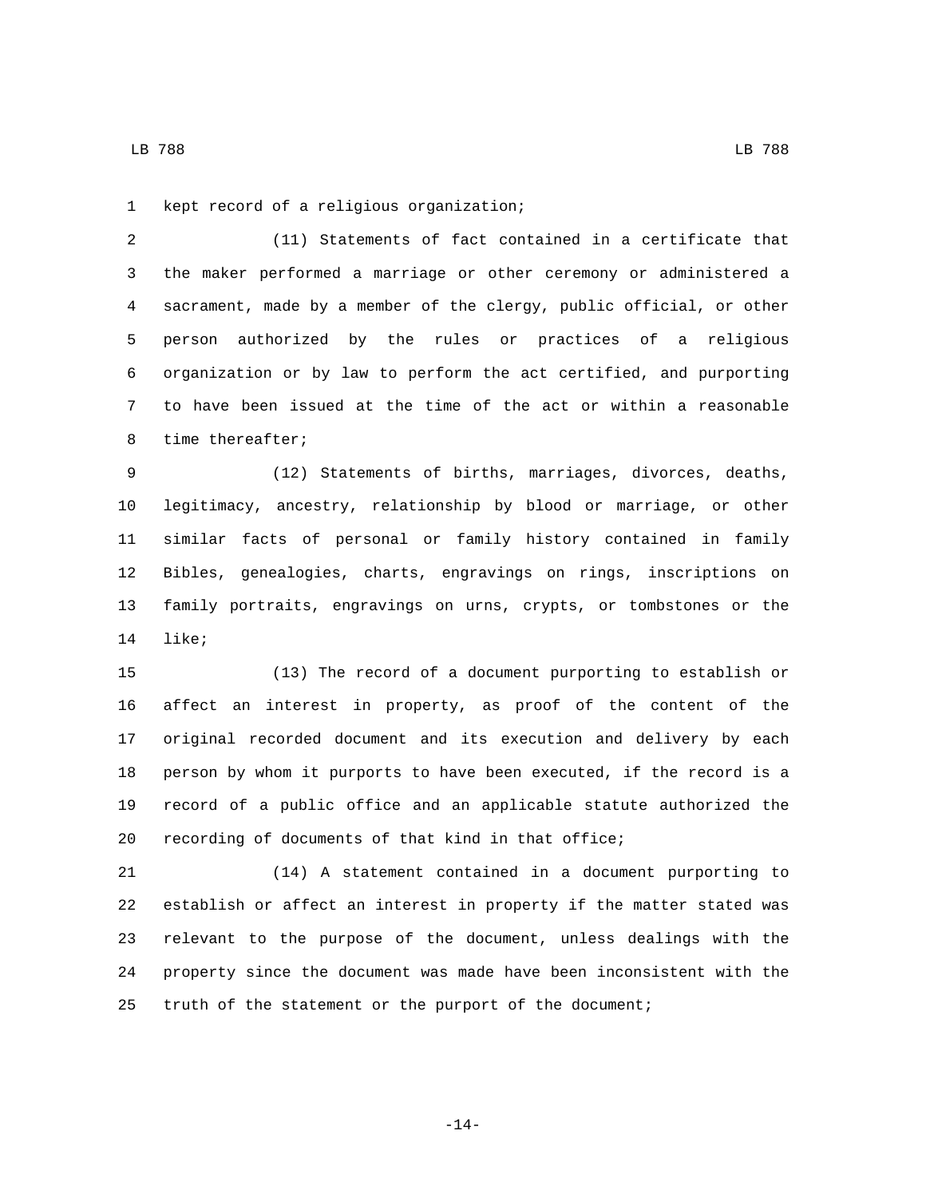kept record of a religious organization;

(11) Statements of fact contained in a certificate that the maker performed a marriage or other ceremony or administered a sacrament, made by a member of the clergy, public official, or other person authorized by the rules or practices of a religious organization or by law to perform the act certified, and purporting to have been issued at the time of the act or within a reasonable time thereafter;

(12) Statements of births, marriages, divorces, deaths, legitimacy, ancestry, relationship by blood or marriage, or other similar facts of personal or family history contained in family Bibles, genealogies, charts, engravings on rings, inscriptions on family portraits, engravings on urns, crypts, or tombstones or the like;

(13) The record of a document purporting to establish or affect an interest in property, as proof of the content of the original recorded document and its execution and delivery by each person by whom it purports to have been executed, if the record is a record of a public office and an applicable statute authorized the recording of documents of that kind in that office;

(14) A statement contained in a document purporting to establish or affect an interest in property if the matter stated was relevant to the purpose of the document, unless dealings with the property since the document was made have been inconsistent with the truth of the statement or the purport of the document;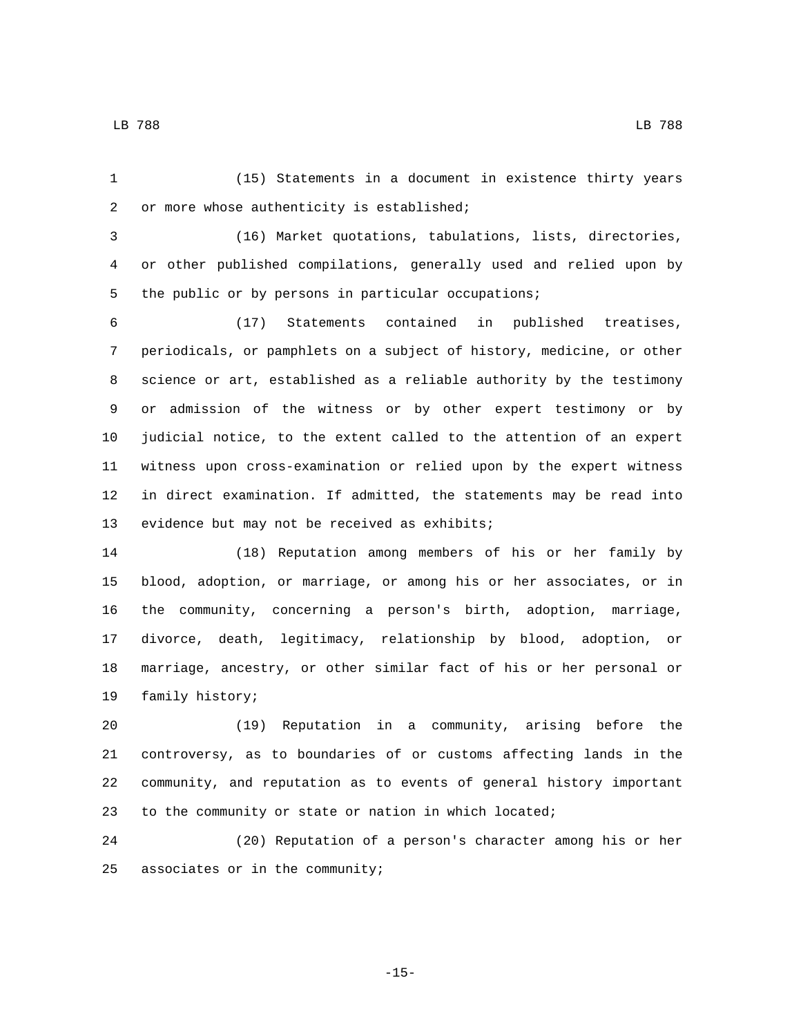(15) Statements in a document in existence thirty years or more whose authenticity is established;

(16) Market quotations, tabulations, lists, directories, or other published compilations, generally used and relied upon by the public or by persons in particular occupations;

(17) Statements contained in published treatises, periodicals, or pamphlets on a subject of history, medicine, or other science or art, established as a reliable authority by the testimony or admission of the witness or by other expert testimony or by judicial notice, to the extent called to the attention of an expert witness upon cross-examination or relied upon by the expert witness in direct examination. If admitted, the statements may be read into evidence but may not be received as exhibits;

(18) Reputation among members of his or her family by blood, adoption, or marriage, or among his or her associates, or in the community, concerning a person's birth, adoption, marriage, divorce, death, legitimacy, relationship by blood, adoption, or marriage, ancestry, or other similar fact of his or her personal or family history;

(19) Reputation in a community, arising before the controversy, as to boundaries of or customs affecting lands in the community, and reputation as to events of general history important to the community or state or nation in which located;

(20) Reputation of a person's character among his or her associates or in the community;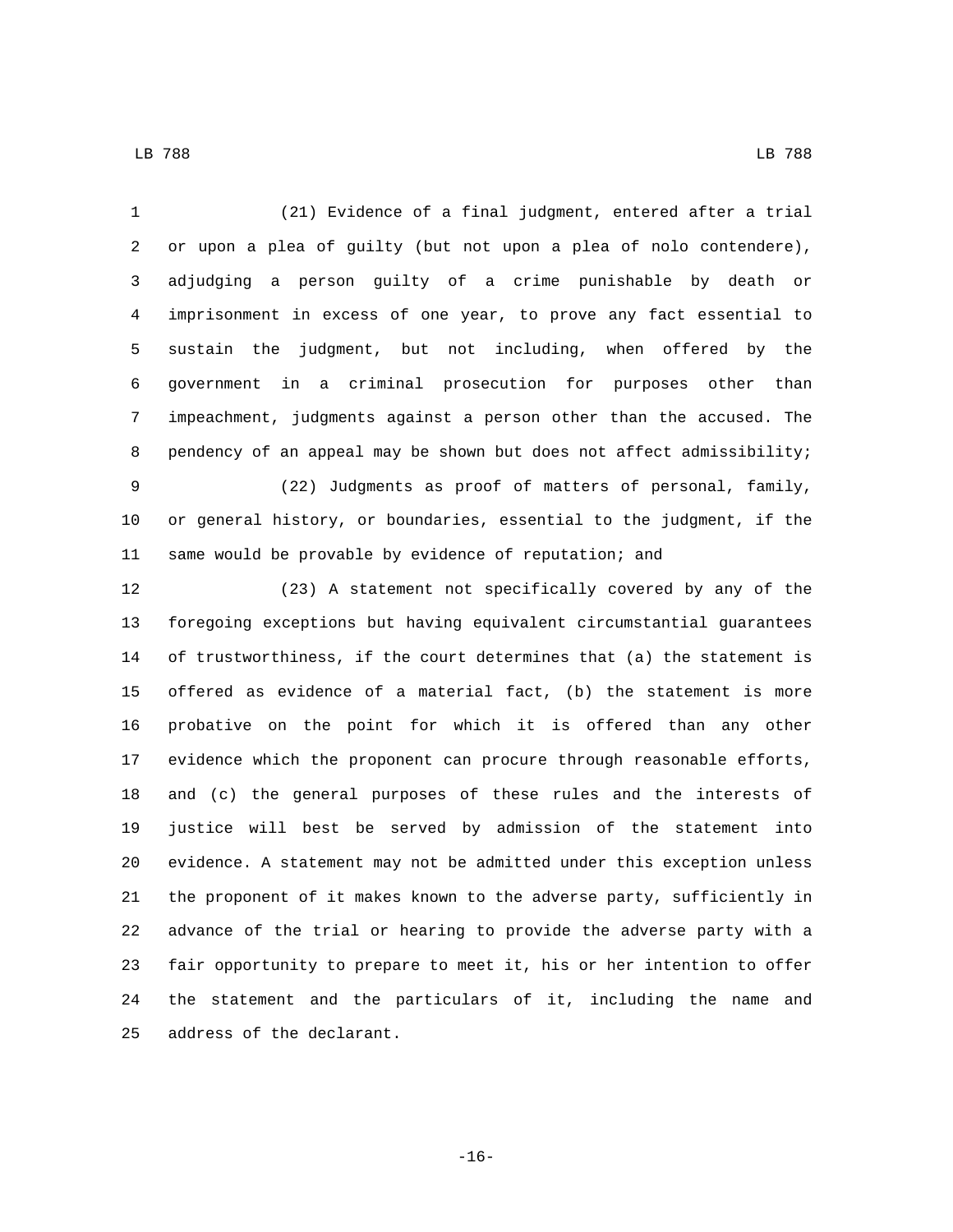(21) Evidence of a final judgment, entered after a trial or upon a plea of guilty (but not upon a plea of nolo contendere), adjudging a person guilty of a crime punishable by death or imprisonment in excess of one year, to prove any fact essential to sustain the judgment, but not including, when offered by the government in a criminal prosecution for purposes other than impeachment, judgments against a person other than the accused. The pendency of an appeal may be shown but does not affect admissibility;

(22) Judgments as proof of matters of personal, family, or general history, or boundaries, essential to the judgment, if the same would be provable by evidence of reputation; and

(23) A statement not specifically covered by any of the foregoing exceptions but having equivalent circumstantial guarantees of trustworthiness, if the court determines that (a) the statement is offered as evidence of a material fact, (b) the statement is more probative on the point for which it is offered than any other evidence which the proponent can procure through reasonable efforts, and (c) the general purposes of these rules and the interests of justice will best be served by admission of the statement into evidence. A statement may not be admitted under this exception unless the proponent of it makes known to the adverse party, sufficiently in advance of the trial or hearing to provide the adverse party with a fair opportunity to prepare to meet it, his or her intention to offer the statement and the particulars of it, including the name and address of the declarant.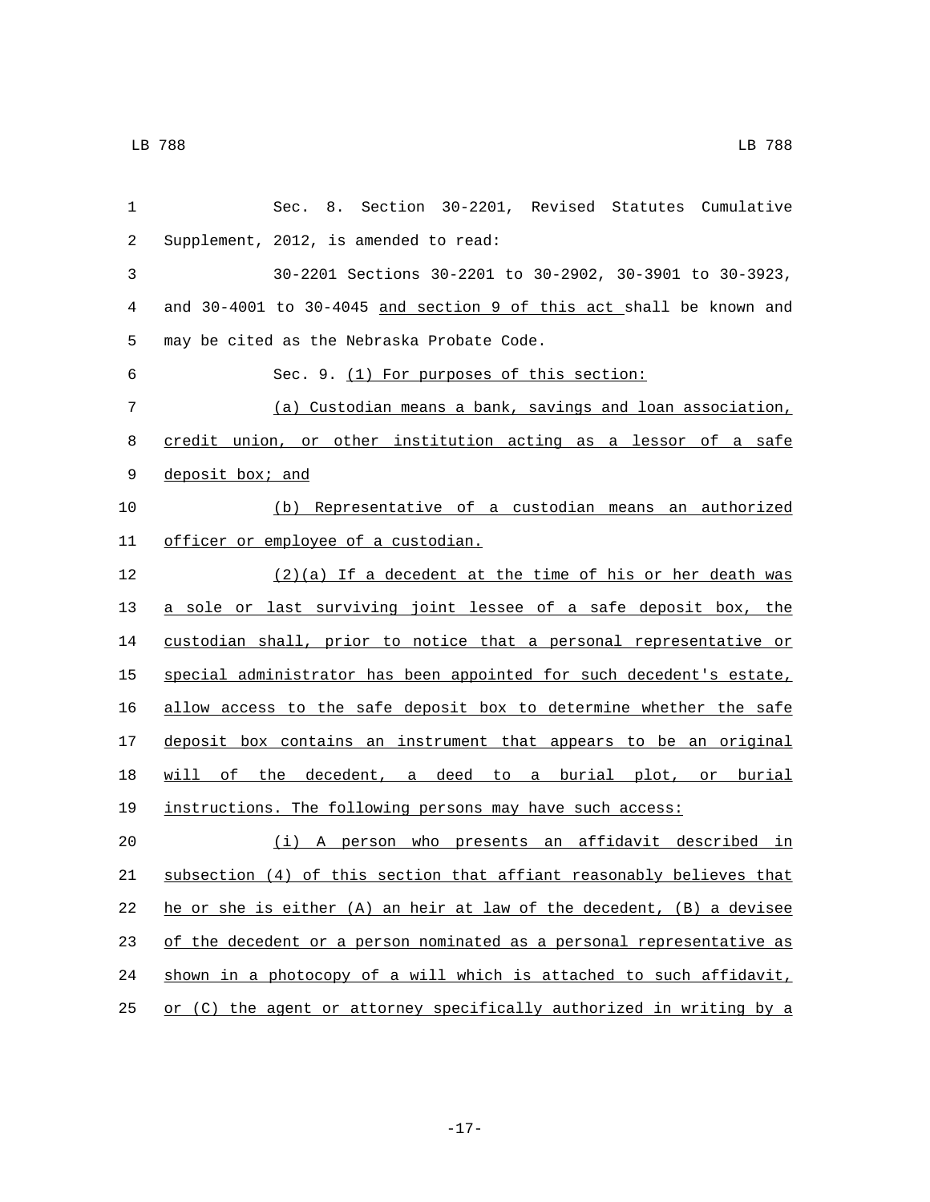Sec. 8. Section 30-2201, Revised Statutes Cumulative Supplement, 2012, is amended to read:

30-2201 Sections 30-2201 to 30-2902, 30-3901 to 30-3923, and 30-4001 to 30-4045 and section 9 of this act shall be known and may be cited as the Nebraska Probate Code.

Sec. 9. (1) For purposes of this section:

(a) Custodian means a bank, savings and loan association, credit union, or other institution acting as a lessor of a safe deposit box; and

(b) Representative of a custodian means an authorized officer or employee of a custodian.

(2)(a) If a decedent at the time of his or her death was a sole or last surviving joint lessee of a safe deposit box, the custodian shall, prior to notice that a personal representative or special administrator has been appointed for such decedent's estate, allow access to the safe deposit box to determine whether the safe deposit box contains an instrument that appears to be an original will of the decedent, a deed to a burial plot, or burial instructions. The following persons may have such access:

(i) A person who presents an affidavit described in subsection (4) of this section that affiant reasonably believes that he or she is either (A) an heir at law of the decedent, (B) a devisee of the decedent or a person nominated as a personal representative as shown in a photocopy of a will which is attached to such affidavit, or (C) the agent or attorney specifically authorized in writing by a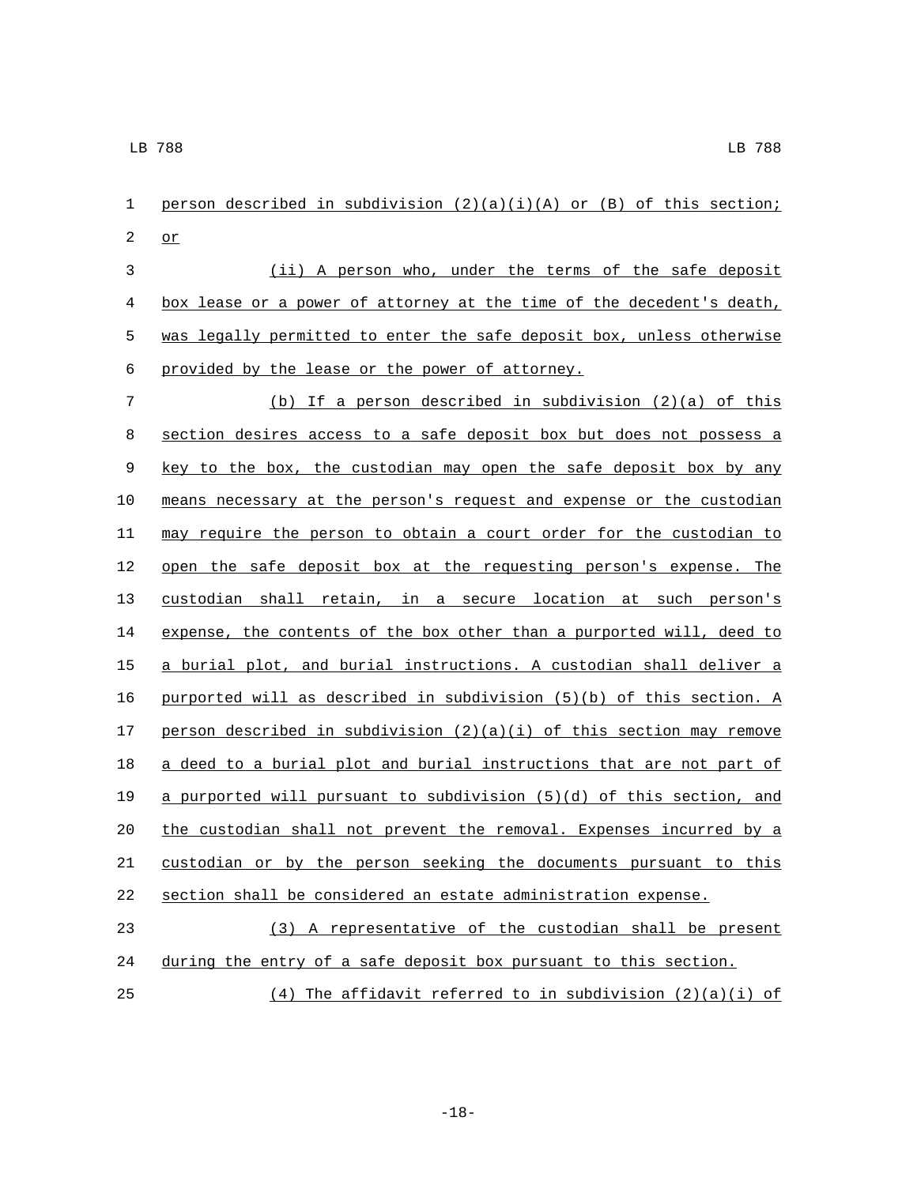person described in subdivision (2)(a)(i)(A) or (B) of this section; or

(ii) A person who, under the terms of the safe deposit box lease or a power of attorney at the time of the decedent's death, was legally permitted to enter the safe deposit box, unless otherwise provided by the lease or the power of attorney.

(b) If a person described in subdivision (2)(a) of this section desires access to a safe deposit box but does not possess a key to the box, the custodian may open the safe deposit box by any means necessary at the person's request and expense or the custodian may require the person to obtain a court order for the custodian to open the safe deposit box at the requesting person's expense. The custodian shall retain, in a secure location at such person's expense, the contents of the box other than a purported will, deed to a burial plot, and burial instructions. A custodian shall deliver a purported will as described in subdivision (5)(b) of this section. A person described in subdivision (2)(a)(i) of this section may remove a deed to a burial plot and burial instructions that are not part of a purported will pursuant to subdivision (5)(d) of this section, and the custodian shall not prevent the removal. Expenses incurred by a custodian or by the person seeking the documents pursuant to this section shall be considered an estate administration expense.

(3) A representative of the custodian shall be present during the entry of a safe deposit box pursuant to this section.

(4) The affidavit referred to in subdivision (2)(a)(i) of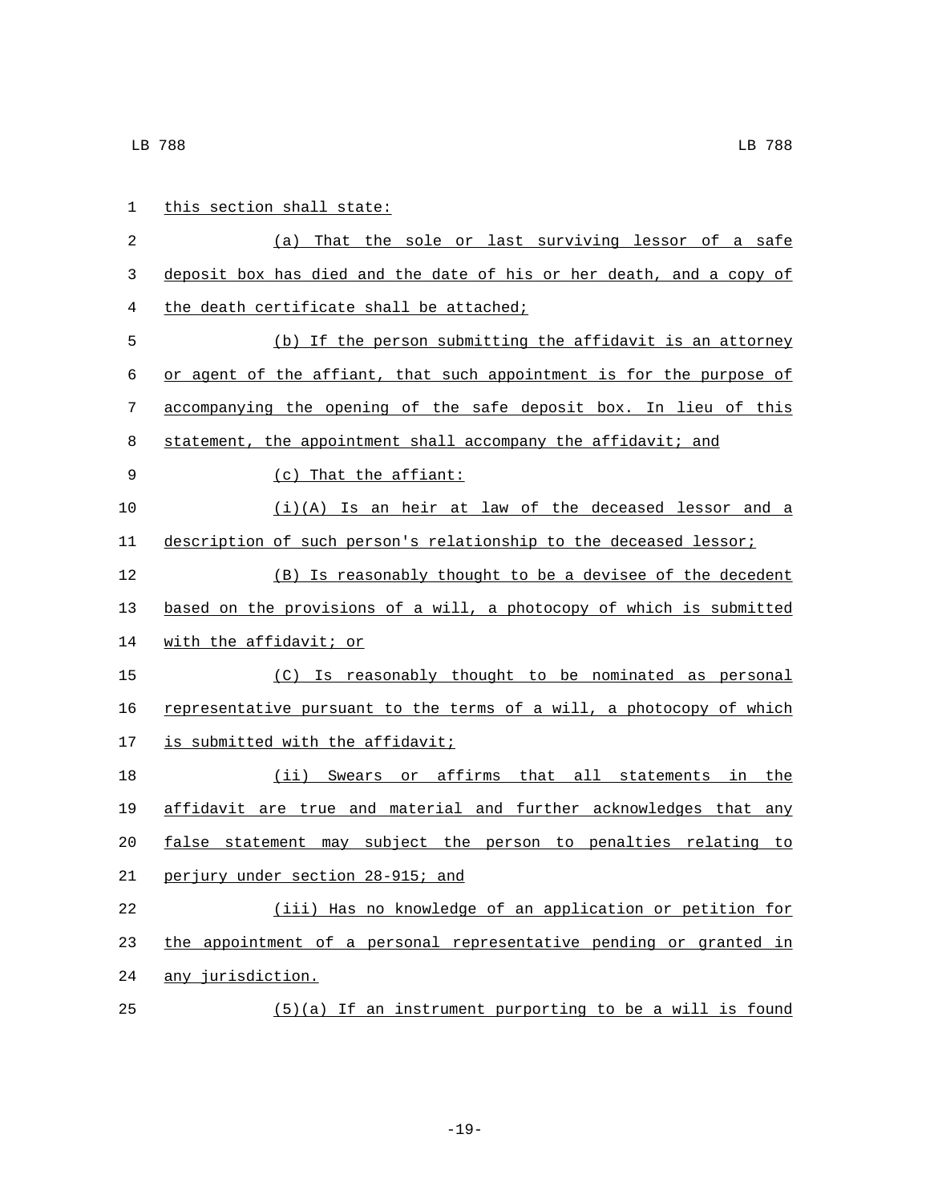this section shall state:

(a) That the sole or last surviving lessor of a safe deposit box has died and the date of his or her death, and a copy of the death certificate shall be attached;

(b) If the person submitting the affidavit is an attorney or agent of the affiant, that such appointment is for the purpose of accompanying the opening of the safe deposit box. In lieu of this statement, the appointment shall accompany the affidavit; and

(c) That the affiant:

(i)(A) Is an heir at law of the deceased lessor and a description of such person's relationship to the deceased lessor;

(B) Is reasonably thought to be a devisee of the decedent based on the provisions of a will, a photocopy of which is submitted with the affidavit; or

(C) Is reasonably thought to be nominated as personal representative pursuant to the terms of a will, a photocopy of which is submitted with the affidavit;

(ii) Swears or affirms that all statements in the affidavit are true and material and further acknowledges that any false statement may subject the person to penalties relating to perjury under section 28-915; and

(iii) Has no knowledge of an application or petition for the appointment of a personal representative pending or granted in any jurisdiction.

(5)(a) If an instrument purporting to be a will is found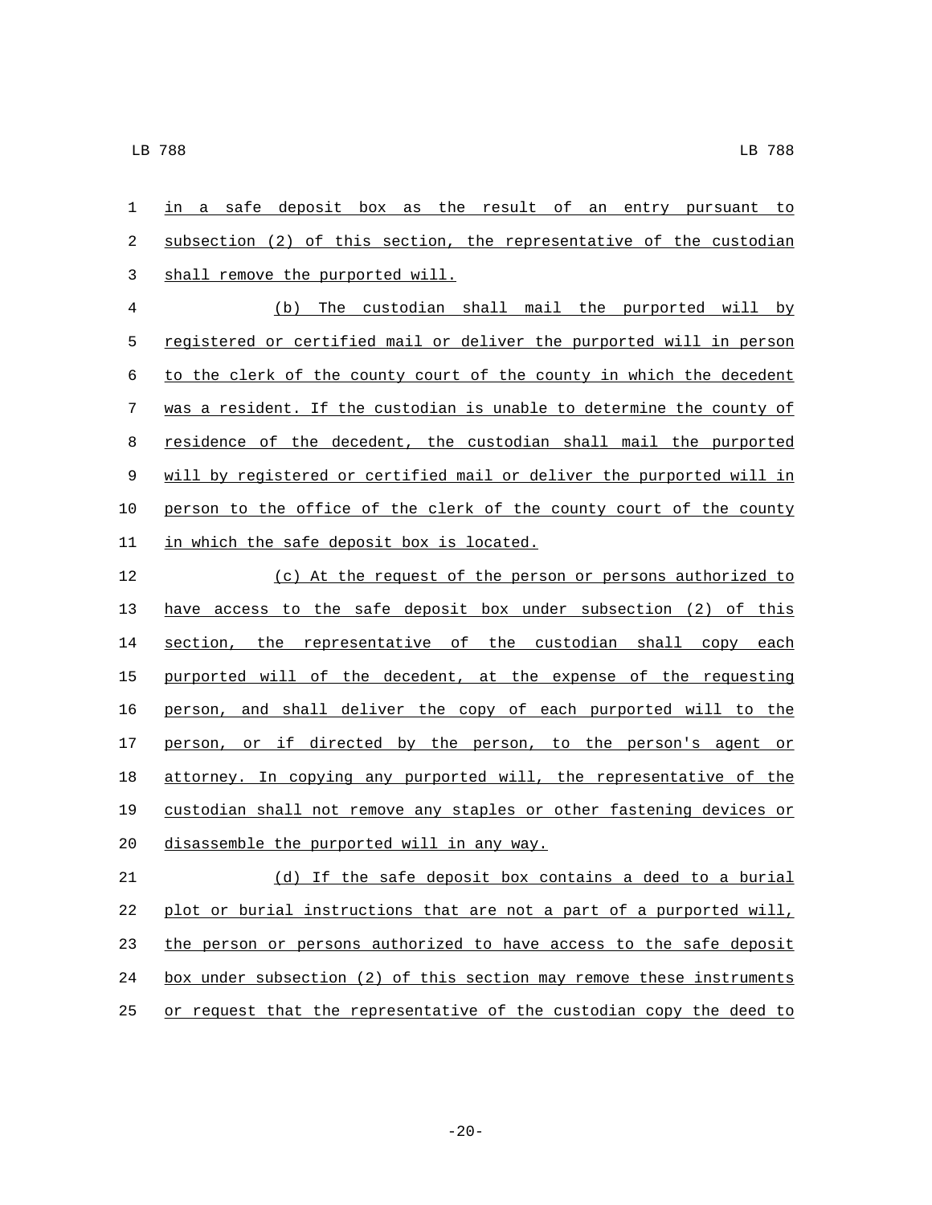in a safe deposit box as the result of an entry pursuant to subsection (2) of this section, the representative of the custodian shall remove the purported will.

(b) The custodian shall mail the purported will by registered or certified mail or deliver the purported will in person to the clerk of the county court of the county in which the decedent was a resident. If the custodian is unable to determine the county of residence of the decedent, the custodian shall mail the purported will by registered or certified mail or deliver the purported will in person to the office of the clerk of the county court of the county in which the safe deposit box is located.

(c) At the request of the person or persons authorized to have access to the safe deposit box under subsection (2) of this section, the representative of the custodian shall copy each purported will of the decedent, at the expense of the requesting person, and shall deliver the copy of each purported will to the person, or if directed by the person, to the person's agent or attorney. In copying any purported will, the representative of the custodian shall not remove any staples or other fastening devices or disassemble the purported will in any way.

(d) If the safe deposit box contains a deed to a burial plot or burial instructions that are not a part of a purported will, the person or persons authorized to have access to the safe deposit box under subsection (2) of this section may remove these instruments or request that the representative of the custodian copy the deed to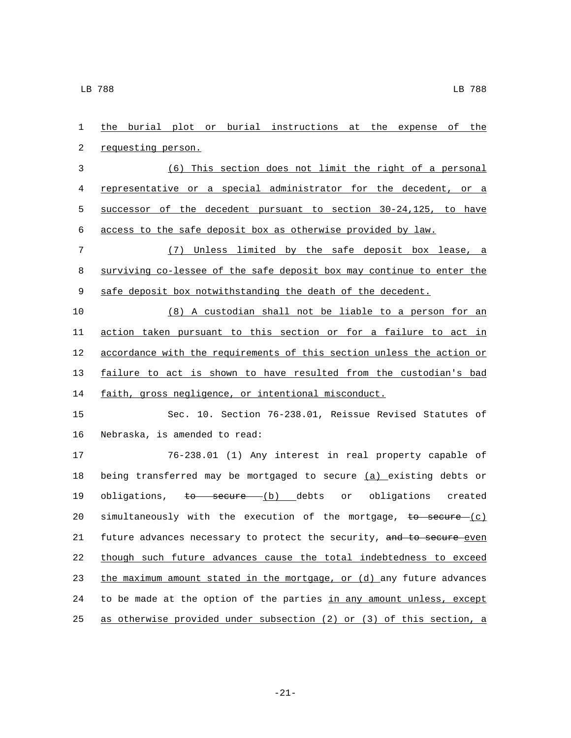the burial plot or burial instructions at the expense of the requesting person.

(6) This section does not limit the right of a personal representative or a special administrator for the decedent, or a successor of the decedent pursuant to section 30-24,125, to have access to the safe deposit box as otherwise provided by law.

(7) Unless limited by the safe deposit box lease, a surviving co-lessee of the safe deposit box may continue to enter the safe deposit box notwithstanding the death of the decedent.

(8) A custodian shall not be liable to a person for an action taken pursuant to this section or for a failure to act in accordance with the requirements of this section unless the action or failure to act is shown to have resulted from the custodian's bad faith, gross negligence, or intentional misconduct.

Sec. 10. Section 76-238.01, Reissue Revised Statutes of Nebraska, is amended to read:

76-238.01 (1) Any interest in real property capable of being transferred may be mortgaged to secure (a) existing debts or obligations, ~~to secure~~ (b) debts or obligations created simultaneously with the execution of the mortgage, ~~to secure~~ (c) future advances necessary to protect the security, ~~and to secure~~ even though such future advances cause the total indebtedness to exceed the maximum amount stated in the mortgage, or (d) any future advances to be made at the option of the parties in any amount unless, except as otherwise provided under subsection (2) or (3) of this section, a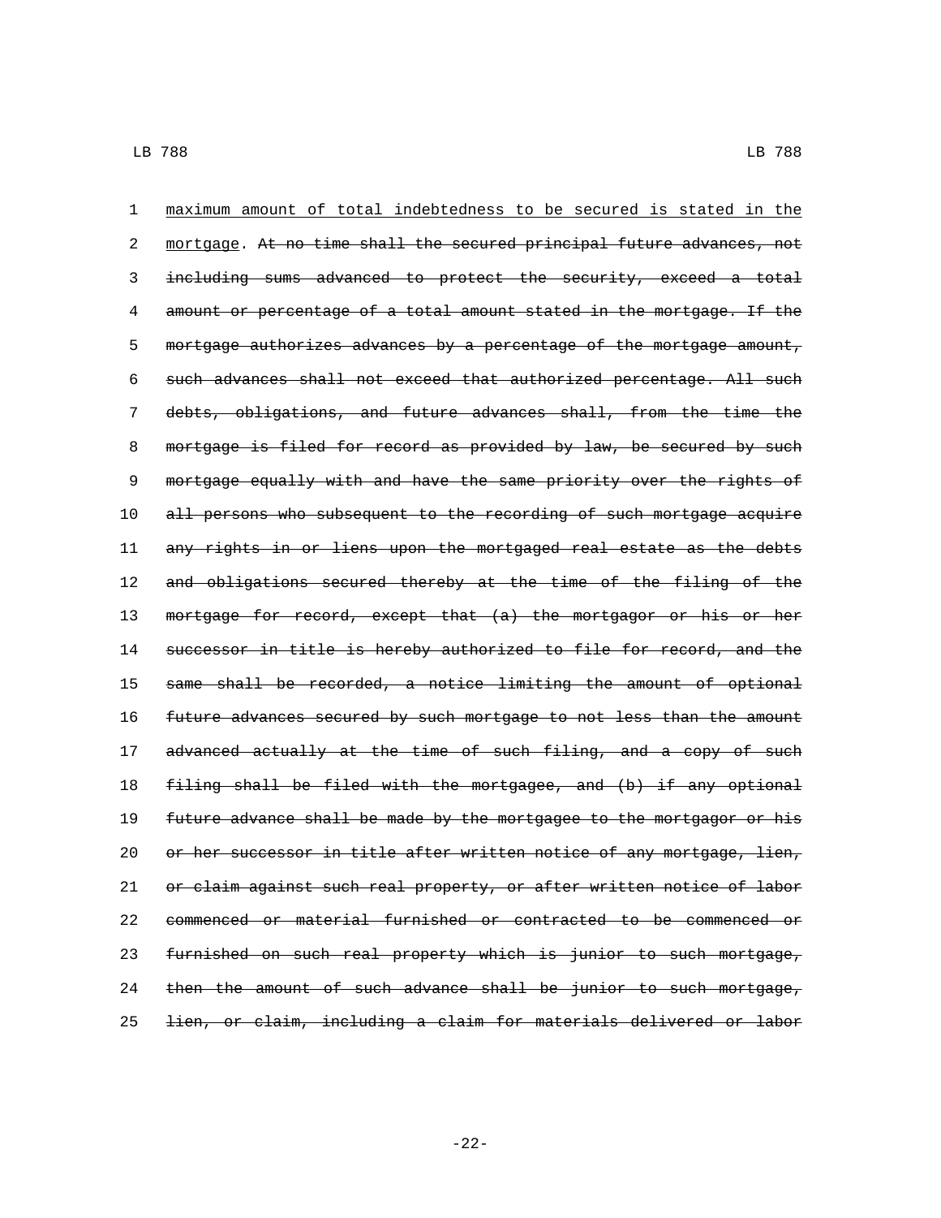maximum amount of total indebtedness to be secured is stated in the mortgage. ~~At no time shall the secured principal future advances, not including sums advanced to protect the security, exceed a total amount or percentage of a total amount stated in the mortgage. If the mortgage authorizes advances by a percentage of the mortgage amount, such advances shall not exceed that authorized percentage. All such debts, obligations, and future advances shall, from the time the mortgage is filed for record as provided by law, be secured by such mortgage equally with and have the same priority over the rights of all persons who subsequent to the recording of such mortgage acquire any rights in or liens upon the mortgaged real estate as the debts and obligations secured thereby at the time of the filing of the mortgage for record, except that (a) the mortgagor or his or her successor in title is hereby authorized to file for record, and the same shall be recorded, a notice limiting the amount of optional future advances secured by such mortgage to not less than the amount advanced actually at the time of such filing, and a copy of such filing shall be filed with the mortgagee, and (b) if any optional future advance shall be made by the mortgagee to the mortgagor or his or her successor in title after written notice of any mortgage, lien, or claim against such real property, or after written notice of labor commenced or material furnished or contracted to be commenced or furnished on such real property which is junior to such mortgage, then the amount of such advance shall be junior to such mortgage, lien, or claim, including a claim for materials delivered or labor~~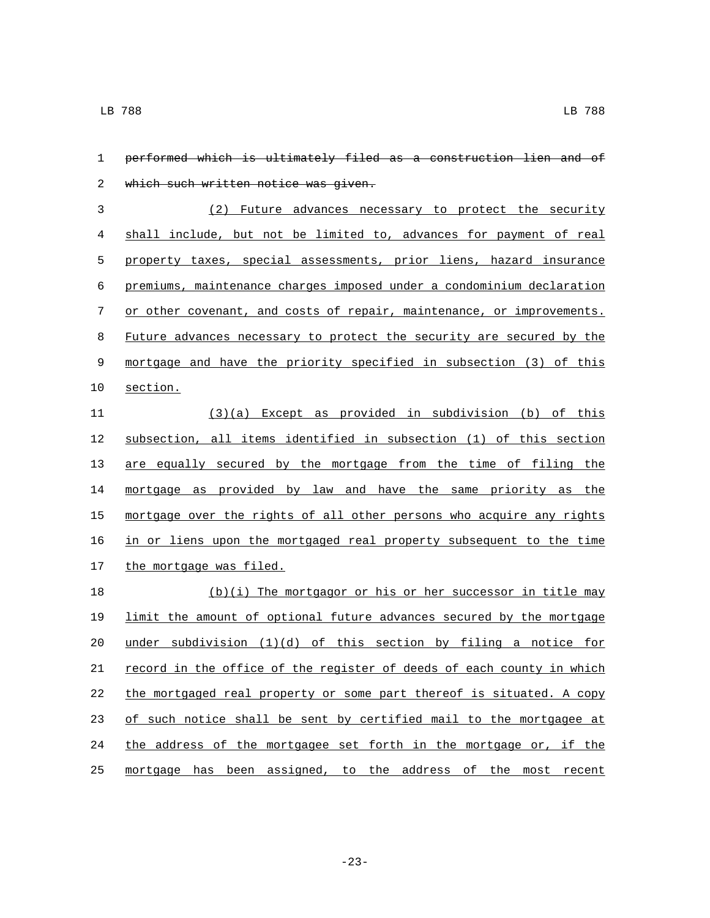~~performed which is ultimately filed as a construction lien and of which such written notice was given.~~

(2) Future advances necessary to protect the security shall include, but not be limited to, advances for payment of real property taxes, special assessments, prior liens, hazard insurance premiums, maintenance charges imposed under a condominium declaration or other covenant, and costs of repair, maintenance, or improvements. Future advances necessary to protect the security are secured by the mortgage and have the priority specified in subsection (3) of this section.

(3)(a) Except as provided in subdivision (b) of this subsection, all items identified in subsection (1) of this section are equally secured by the mortgage from the time of filing the mortgage as provided by law and have the same priority as the mortgage over the rights of all other persons who acquire any rights in or liens upon the mortgaged real property subsequent to the time the mortgage was filed.

(b)(i) The mortgagor or his or her successor in title may limit the amount of optional future advances secured by the mortgage under subdivision (1)(d) of this section by filing a notice for record in the office of the register of deeds of each county in which the mortgaged real property or some part thereof is situated. A copy of such notice shall be sent by certified mail to the mortgagee at the address of the mortgagee set forth in the mortgage or, if the mortgage has been assigned, to the address of the most recent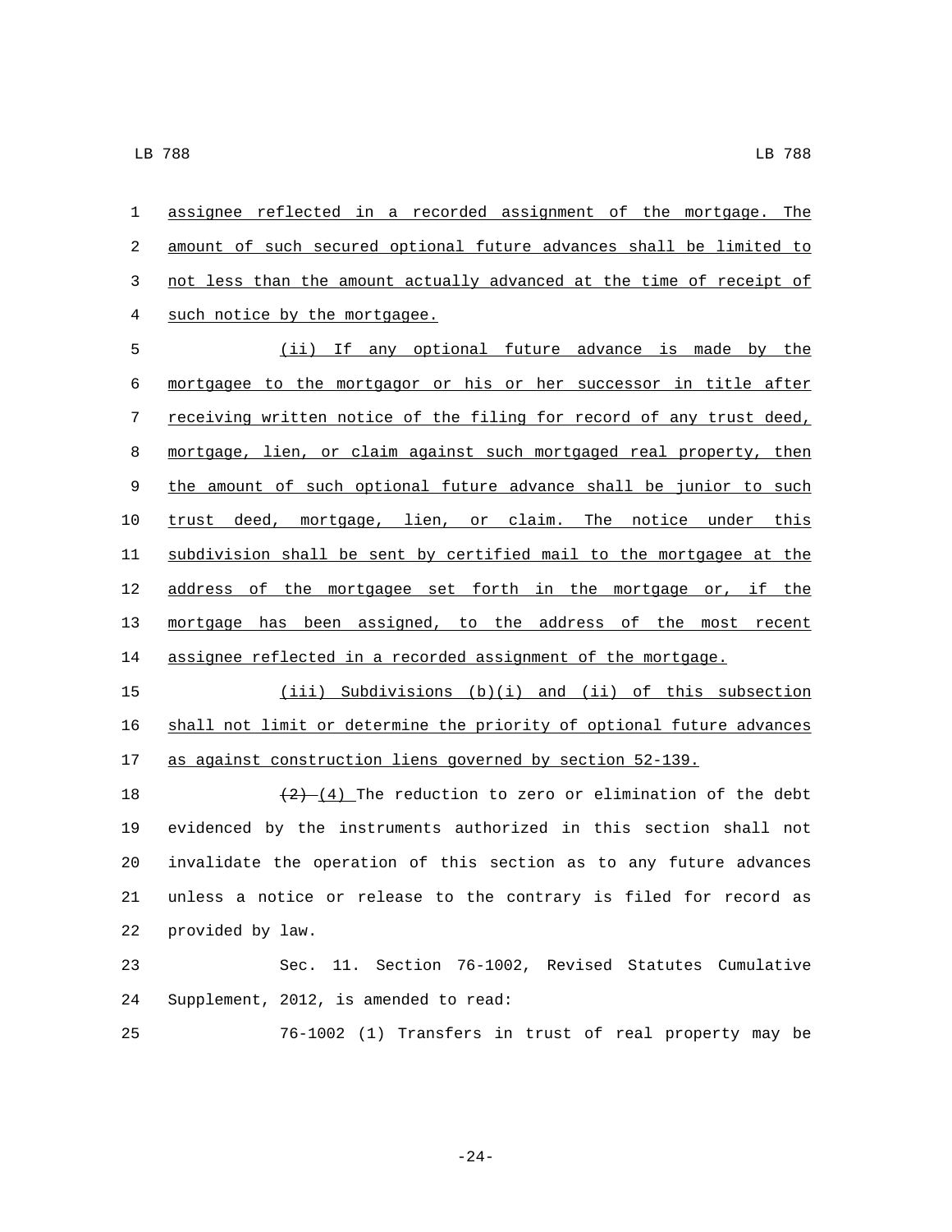assignee reflected in a recorded assignment of the mortgage. The amount of such secured optional future advances shall be limited to not less than the amount actually advanced at the time of receipt of such notice by the mortgagee.

(ii) If any optional future advance is made by the mortgagee to the mortgagor or his or her successor in title after receiving written notice of the filing for record of any trust deed, mortgage, lien, or claim against such mortgaged real property, then the amount of such optional future advance shall be junior to such trust deed, mortgage, lien, or claim. The notice under this subdivision shall be sent by certified mail to the mortgagee at the address of the mortgagee set forth in the mortgage or, if the mortgage has been assigned, to the address of the most recent assignee reflected in a recorded assignment of the mortgage.

(iii) Subdivisions (b)(i) and (ii) of this subsection shall not limit or determine the priority of optional future advances as against construction liens governed by section 52-139.

~~(2)~~ (4) The reduction to zero or elimination of the debt evidenced by the instruments authorized in this section shall not invalidate the operation of this section as to any future advances unless a notice or release to the contrary is filed for record as provided by law.

Sec. 11. Section 76-1002, Revised Statutes Cumulative Supplement, 2012, is amended to read:

76-1002 (1) Transfers in trust of real property may be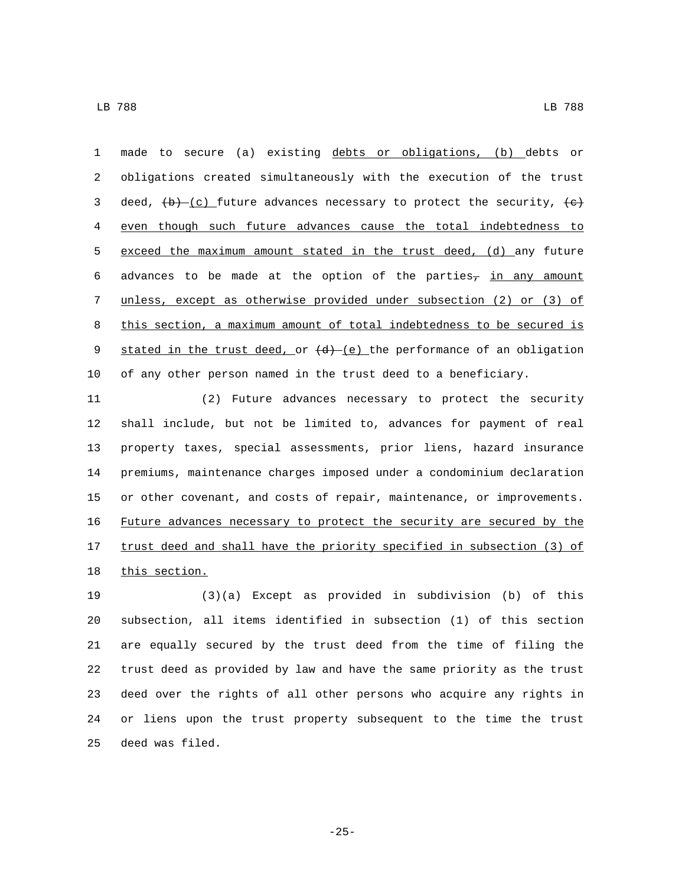made to secure (a) existing debts or obligations, (b) debts or obligations created simultaneously with the execution of the trust deed, ~~(b)~~ (c) future advances necessary to protect the security, ~~(c)~~ even though such future advances cause the total indebtedness to exceed the maximum amount stated in the trust deed, (d) any future advances to be made at the option of the parties~~,~~ in any amount unless, except as otherwise provided under subsection (2) or (3) of this section, a maximum amount of total indebtedness to be secured is stated in the trust deed, or ~~(d)~~ (e) the performance of an obligation of any other person named in the trust deed to a beneficiary.

(2) Future advances necessary to protect the security shall include, but not be limited to, advances for payment of real property taxes, special assessments, prior liens, hazard insurance premiums, maintenance charges imposed under a condominium declaration or other covenant, and costs of repair, maintenance, or improvements. Future advances necessary to protect the security are secured by the trust deed and shall have the priority specified in subsection (3) of this section.

(3)(a) Except as provided in subdivision (b) of this subsection, all items identified in subsection (1) of this section are equally secured by the trust deed from the time of filing the trust deed as provided by law and have the same priority as the trust deed over the rights of all other persons who acquire any rights in or liens upon the trust property subsequent to the time the trust deed was filed.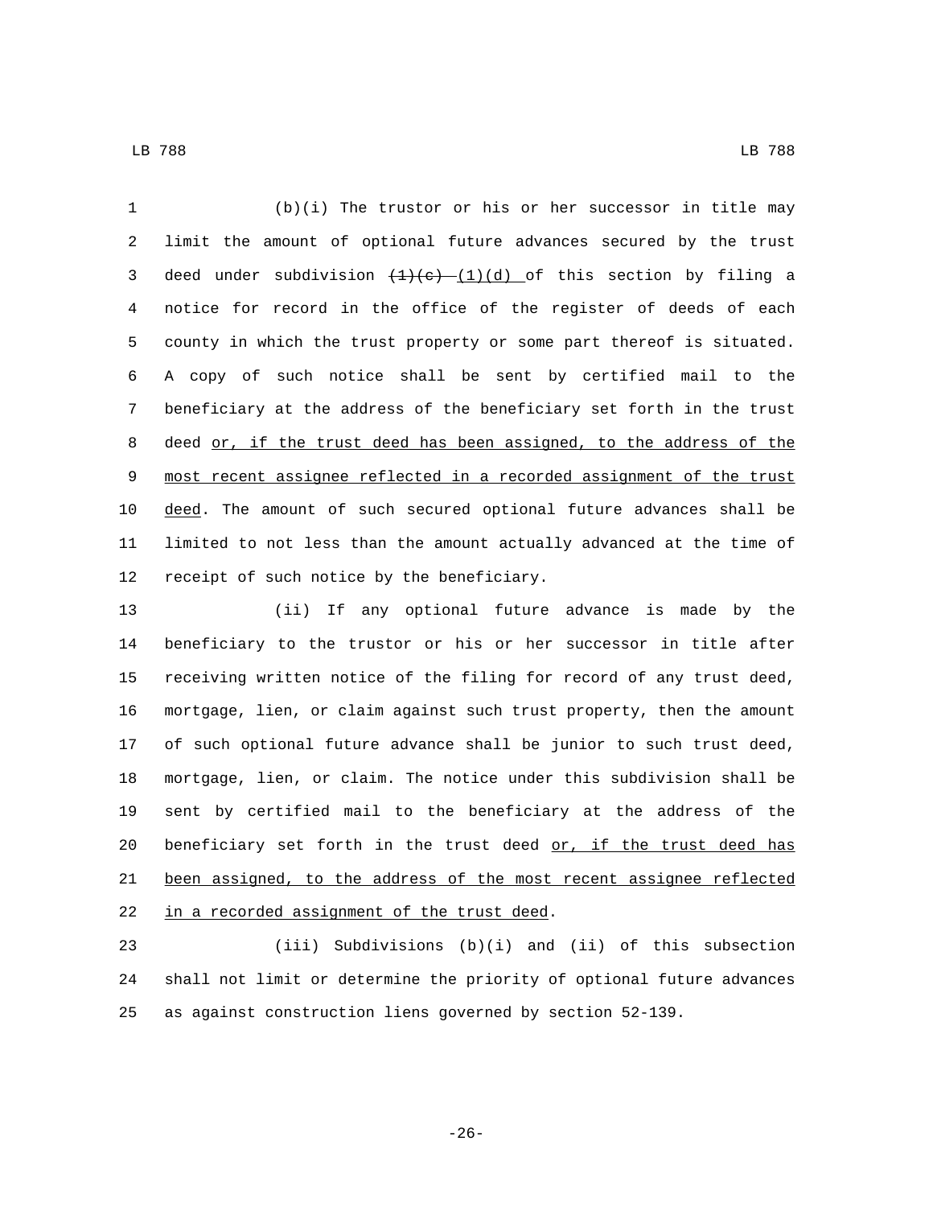(b)(i) The trustor or his or her successor in title may limit the amount of optional future advances secured by the trust deed under subdivision ~~(1)(c)~~ <u>(1)(d)</u> of this section by filing a notice for record in the office of the register of deeds of each county in which the trust property or some part thereof is situated. A copy of such notice shall be sent by certified mail to the beneficiary at the address of the beneficiary set forth in the trust deed <u>or, if the trust deed has been assigned, to the address of the most recent assignee reflected in a recorded assignment of the trust deed</u>. The amount of such secured optional future advances shall be limited to not less than the amount actually advanced at the time of receipt of such notice by the beneficiary.

(ii) If any optional future advance is made by the beneficiary to the trustor or his or her successor in title after receiving written notice of the filing for record of any trust deed, mortgage, lien, or claim against such trust property, then the amount of such optional future advance shall be junior to such trust deed, mortgage, lien, or claim. The notice under this subdivision shall be sent by certified mail to the beneficiary at the address of the beneficiary set forth in the trust deed <u>or, if the trust deed has been assigned, to the address of the most recent assignee reflected in a recorded assignment of the trust deed</u>.

(iii) Subdivisions (b)(i) and (ii) of this subsection shall not limit or determine the priority of optional future advances as against construction liens governed by section 52-139.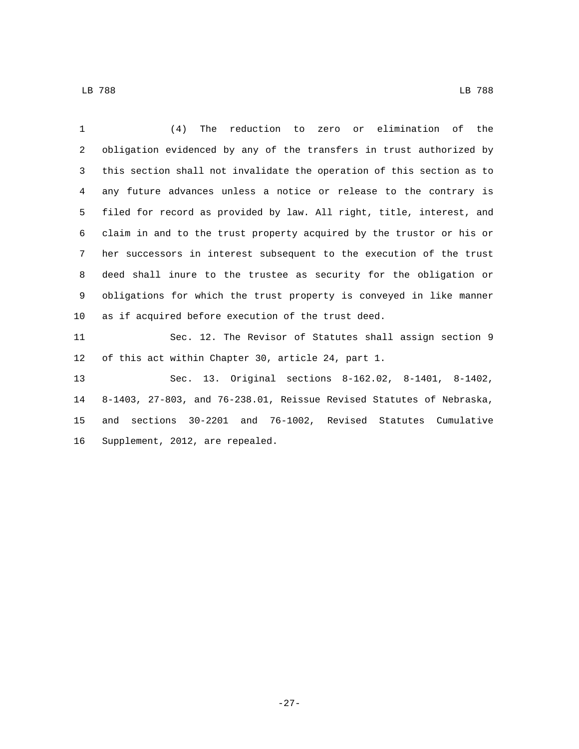(4) The reduction to zero or elimination of the obligation evidenced by any of the transfers in trust authorized by this section shall not invalidate the operation of this section as to any future advances unless a notice or release to the contrary is filed for record as provided by law. All right, title, interest, and claim in and to the trust property acquired by the trustor or his or her successors in interest subsequent to the execution of the trust deed shall inure to the trustee as security for the obligation or obligations for which the trust property is conveyed in like manner as if acquired before execution of the trust deed.

Sec. 12. The Revisor of Statutes shall assign section 9 of this act within Chapter 30, article 24, part 1.

Sec. 13. Original sections 8-162.02, 8-1401, 8-1402, 8-1403, 27-803, and 76-238.01, Reissue Revised Statutes of Nebraska, and sections 30-2201 and 76-1002, Revised Statutes Cumulative Supplement, 2012, are repealed.